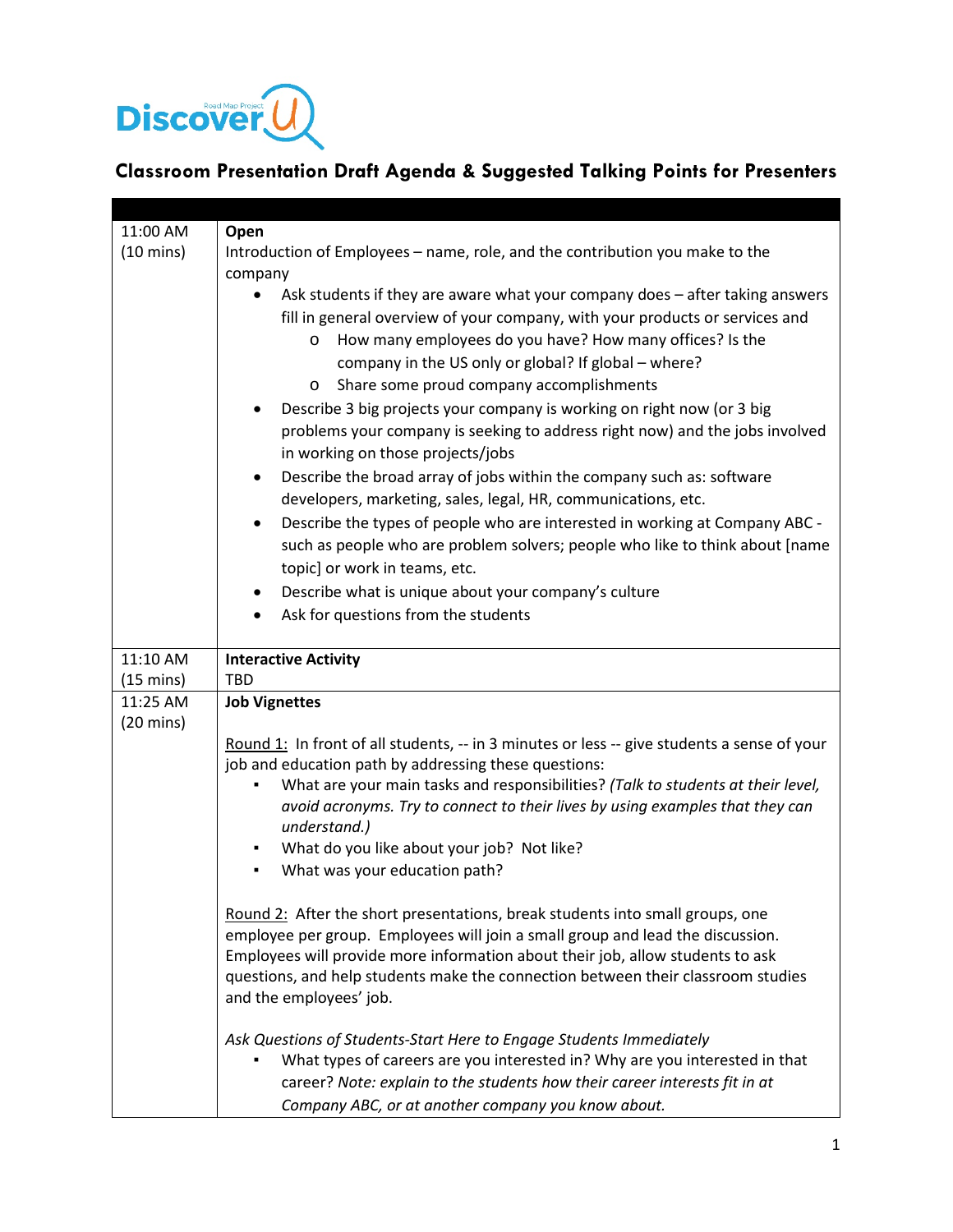Discover U

Road Map Project

## Classroom Presentation Draft Agenda & Suggested Talking Points for Presenters

| | |
|---|---|
| 11:00 AM<br>(10 mins) | **Open**<br>Introduction of Employees – name, role, and the contribution you make to the company<br>• Ask students if they are aware what your company does – after taking answers fill in general overview of your company, with your products or services and<br>&nbsp;&nbsp;&nbsp;&nbsp;o How many employees do you have? How many offices? Is the company in the US only or global? If global – where?<br>&nbsp;&nbsp;&nbsp;&nbsp;o Share some proud company accomplishments<br>• Describe 3 big projects your company is working on right now (or 3 big problems your company is seeking to address right now) and the jobs involved in working on those projects/jobs<br>• Describe the broad array of jobs within the company such as: software developers, marketing, sales, legal, HR, communications, etc.<br>• Describe the types of people who are interested in working at Company ABC - such as people who are problem solvers; people who like to think about [name topic] or work in teams, etc.<br>• Describe what is unique about your company's culture<br>• Ask for questions from the students |
| 11:10 AM<br>(15 mins) | **Interactive Activity**<br>TBD |
| 11:25 AM<br>(20 mins) | **Job Vignettes**<br><br><u>Round 1:</u> In front of all students, -- in 3 minutes or less -- give students a sense of your job and education path by addressing these questions:<br>▪ What are your main tasks and responsibilities? *(Talk to students at their level, avoid acronyms. Try to connect to their lives by using examples that they can understand.)*<br>▪ What do you like about your job? Not like?<br>▪ What was your education path?<br><br><u>Round 2:</u> After the short presentations, break students into small groups, one employee per group. Employees will join a small group and lead the discussion. Employees will provide more information about their job, allow students to ask questions, and help students make the connection between their classroom studies and the employees' job.<br><br>*Ask Questions of Students-Start Here to Engage Students Immediately*<br>▪ What types of careers are you interested in? Why are you interested in that career? *Note: explain to the students how their career interests fit in at Company ABC, or at another company you know about.* |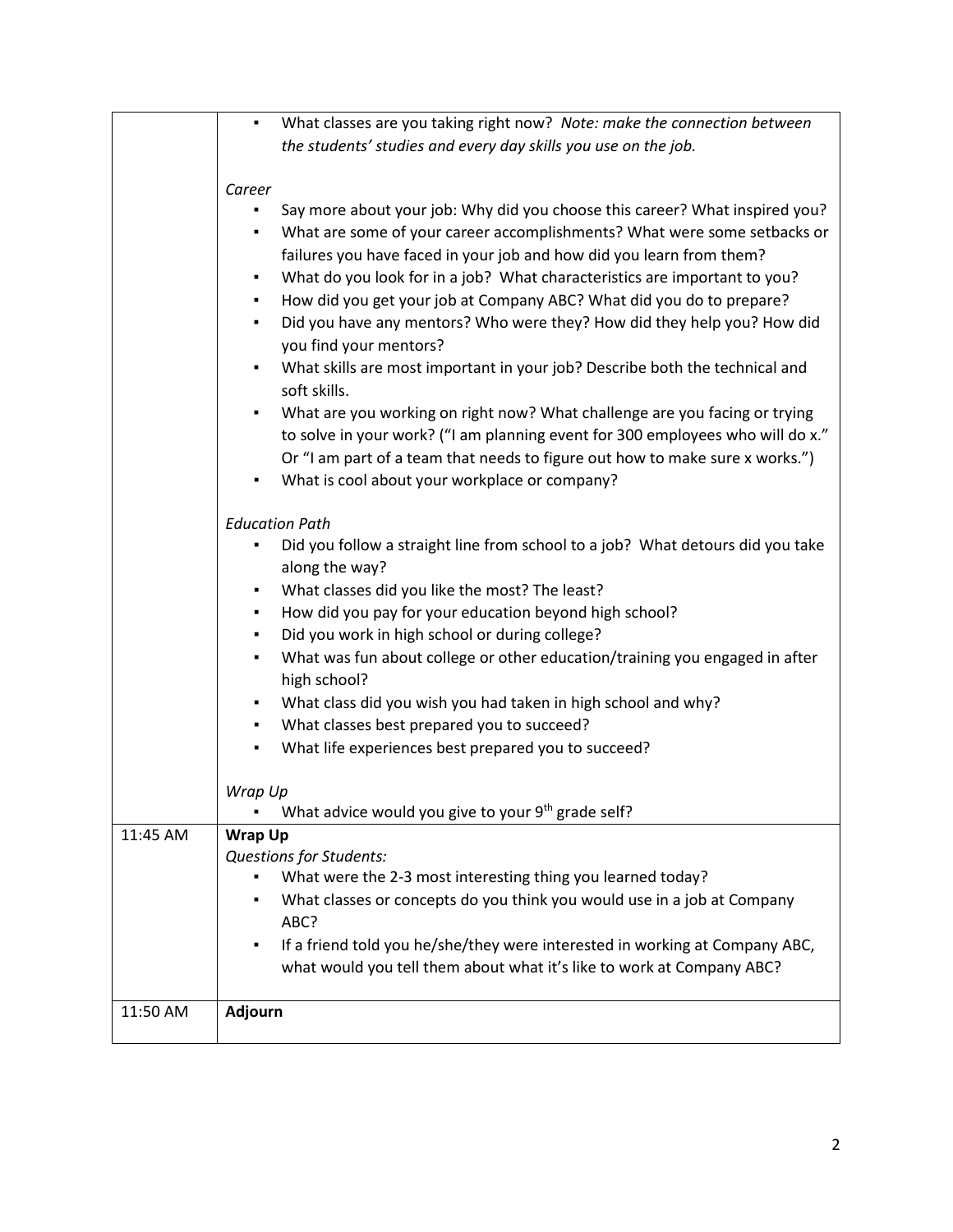| | |
|---|---|
| | ▪ What classes are you taking right now? *Note: make the connection between the students' studies and every day skills you use on the job.*<br><br>*Career*<br>▪ Say more about your job: Why did you choose this career? What inspired you?<br>▪ What are some of your career accomplishments? What were some setbacks or failures you have faced in your job and how did you learn from them?<br>▪ What do you look for in a job? What characteristics are important to you?<br>▪ How did you get your job at Company ABC? What did you do to prepare?<br>▪ Did you have any mentors? Who were they? How did they help you? How did you find your mentors?<br>▪ What skills are most important in your job? Describe both the technical and soft skills.<br>▪ What are you working on right now? What challenge are you facing or trying to solve in your work? ("I am planning event for 300 employees who will do x." Or "I am part of a team that needs to figure out how to make sure x works.")<br>▪ What is cool about your workplace or company?<br><br>*Education Path*<br>▪ Did you follow a straight line from school to a job? What detours did you take along the way?<br>▪ What classes did you like the most? The least?<br>▪ How did you pay for your education beyond high school?<br>▪ Did you work in high school or during college?<br>▪ What was fun about college or other education/training you engaged in after high school?<br>▪ What class did you wish you had taken in high school and why?<br>▪ What classes best prepared you to succeed?<br>▪ What life experiences best prepared you to succeed?<br><br>*Wrap Up*<br>▪ What advice would you give to your 9th grade self? |
| 11:45 AM | **Wrap Up**<br>*Questions for Students:*<br>▪ What were the 2-3 most interesting thing you learned today?<br>▪ What classes or concepts do you think you would use in a job at Company ABC?<br>▪ If a friend told you he/she/they were interested in working at Company ABC, what would you tell them about what it's like to work at Company ABC? |
| 11:50 AM | **Adjourn** |